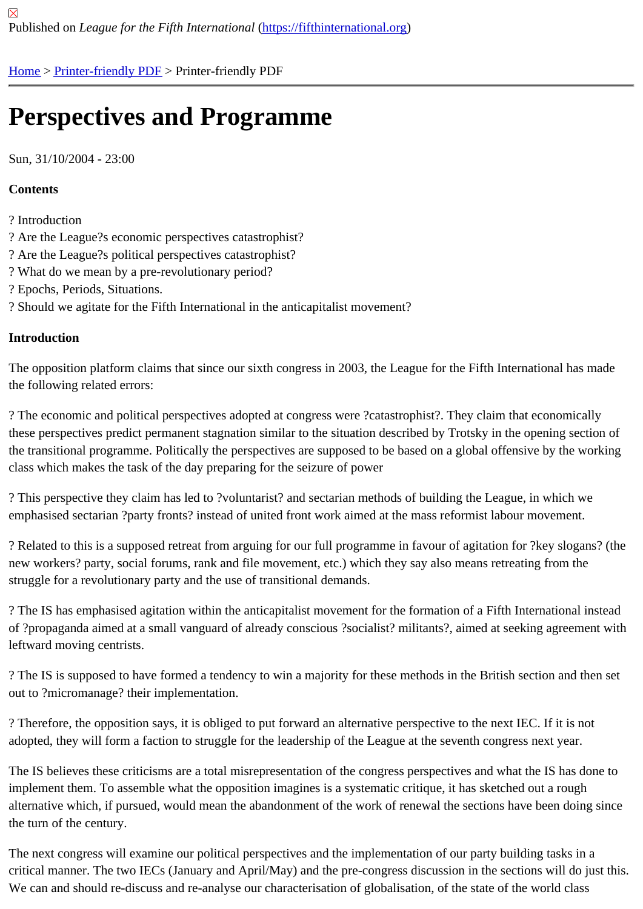Published on *League for the Fifth International* (https://fifthinternational.org)

Home > Printer-friendly PDF > Printer-friendly PDF

# Perspectives and Programme

Sun, 31/10/2004 - 23:00

**Contents**

? Introduction
? Are the League?s economic perspectives catastrophist?
? Are the League?s political perspectives catastrophist?
? What do we mean by a pre-revolutionary period?
? Epochs, Periods, Situations.
? Should we agitate for the Fifth International in the anticapitalist movement?

**Introduction**

The opposition platform claims that since our sixth congress in 2003, the League for the Fifth International has made the following related errors:

? The economic and political perspectives adopted at congress were ?catastrophist?. They claim that economically these perspectives predict permanent stagnation similar to the situation described by Trotsky in the opening section of the transitional programme. Politically the perspectives are supposed to be based on a global offensive by the working class which makes the task of the day preparing for the seizure of power

? This perspective they claim has led to ?voluntarist? and sectarian methods of building the League, in which we emphasised sectarian ?party fronts? instead of united front work aimed at the mass reformist labour movement.

? Related to this is a supposed retreat from arguing for our full programme in favour of agitation for ?key slogans? (the new workers? party, social forums, rank and file movement, etc.) which they say also means retreating from the struggle for a revolutionary party and the use of transitional demands.

? The IS has emphasised agitation within the anticapitalist movement for the formation of a Fifth International instead of ?propaganda aimed at a small vanguard of already conscious ?socialist? militants?, aimed at seeking agreement with leftward moving centrists.

? The IS is supposed to have formed a tendency to win a majority for these methods in the British section and then set out to ?micromanage? their implementation.

? Therefore, the opposition says, it is obliged to put forward an alternative perspective to the next IEC. If it is not adopted, they will form a faction to struggle for the leadership of the League at the seventh congress next year.

The IS believes these criticisms are a total misrepresentation of the congress perspectives and what the IS has done to implement them. To assemble what the opposition imagines is a systematic critique, it has sketched out a rough alternative which, if pursued, would mean the abandonment of the work of renewal the sections have been doing since the turn of the century.

The next congress will examine our political perspectives and the implementation of our party building tasks in a critical manner. The two IECs (January and April/May) and the pre-congress discussion in the sections will do just this. We can and should re-discuss and re-analyse our characterisation of globalisation, of the state of the world class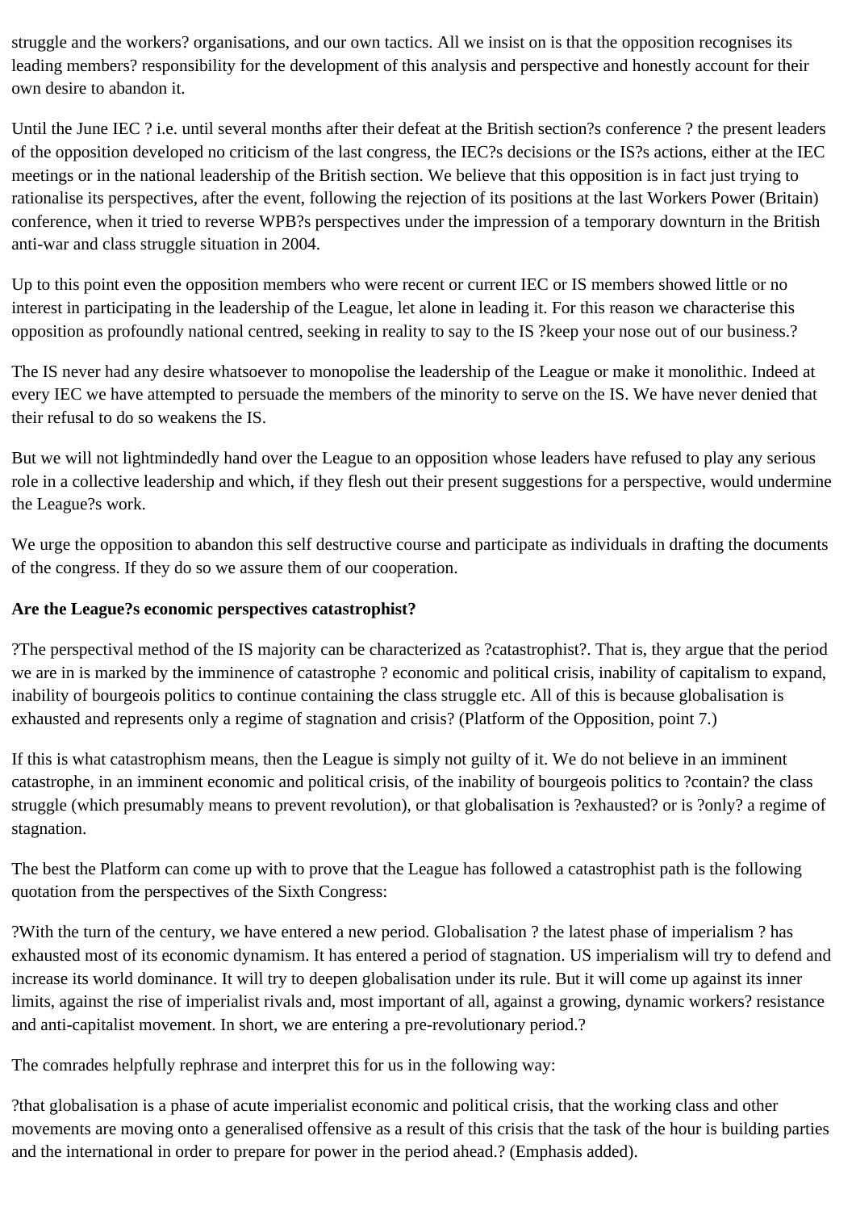struggle and the workers? organisations, and our own tactics. All we insist on is that the opposition recognises its leading members? responsibility for the development of this analysis and perspective and honestly account for their own desire to abandon it.

Until the June IEC ? i.e. until several months after their defeat at the British section?s conference ? the present leaders of the opposition developed no criticism of the last congress, the IEC?s decisions or the IS?s actions, either at the IEC meetings or in the national leadership of the British section. We believe that this opposition is in fact just trying to rationalise its perspectives, after the event, following the rejection of its positions at the last Workers Power (Britain) conference, when it tried to reverse WPB?s perspectives under the impression of a temporary downturn in the British anti-war and class struggle situation in 2004.

Up to this point even the opposition members who were recent or current IEC or IS members showed little or no interest in participating in the leadership of the League, let alone in leading it. For this reason we characterise this opposition as profoundly national centred, seeking in reality to say to the IS ?keep your nose out of our business.?

The IS never had any desire whatsoever to monopolise the leadership of the League or make it monolithic. Indeed at every IEC we have attempted to persuade the members of the minority to serve on the IS. We have never denied that their refusal to do so weakens the IS.

But we will not lightmindedly hand over the League to an opposition whose leaders have refused to play any serious role in a collective leadership and which, if they flesh out their present suggestions for a perspective, would undermine the League?s work.

We urge the opposition to abandon this self destructive course and participate as individuals in drafting the documents of the congress. If they do so we assure them of our cooperation.

**Are the League?s economic perspectives catastrophist?**

?The perspectival method of the IS majority can be characterized as ?catastrophist?. That is, they argue that the period we are in is marked by the imminence of catastrophe ? economic and political crisis, inability of capitalism to expand, inability of bourgeois politics to continue containing the class struggle etc. All of this is because globalisation is exhausted and represents only a regime of stagnation and crisis? (Platform of the Opposition, point 7.)

If this is what catastrophism means, then the League is simply not guilty of it. We do not believe in an imminent catastrophe, in an imminent economic and political crisis, of the inability of bourgeois politics to ?contain? the class struggle (which presumably means to prevent revolution), or that globalisation is ?exhausted? or is ?only? a regime of stagnation.

The best the Platform can come up with to prove that the League has followed a catastrophist path is the following quotation from the perspectives of the Sixth Congress:

?With the turn of the century, we have entered a new period. Globalisation ? the latest phase of imperialism ? has exhausted most of its economic dynamism. It has entered a period of stagnation. US imperialism will try to defend and increase its world dominance. It will try to deepen globalisation under its rule. But it will come up against its inner limits, against the rise of imperialist rivals and, most important of all, against a growing, dynamic workers? resistance and anti-capitalist movement. In short, we are entering a pre-revolutionary period.?

The comrades helpfully rephrase and interpret this for us in the following way:

?that globalisation is a phase of acute imperialist economic and political crisis, that the working class and other movements are moving onto a generalised offensive as a result of this crisis that the task of the hour is building parties and the international in order to prepare for power in the period ahead.? (Emphasis added).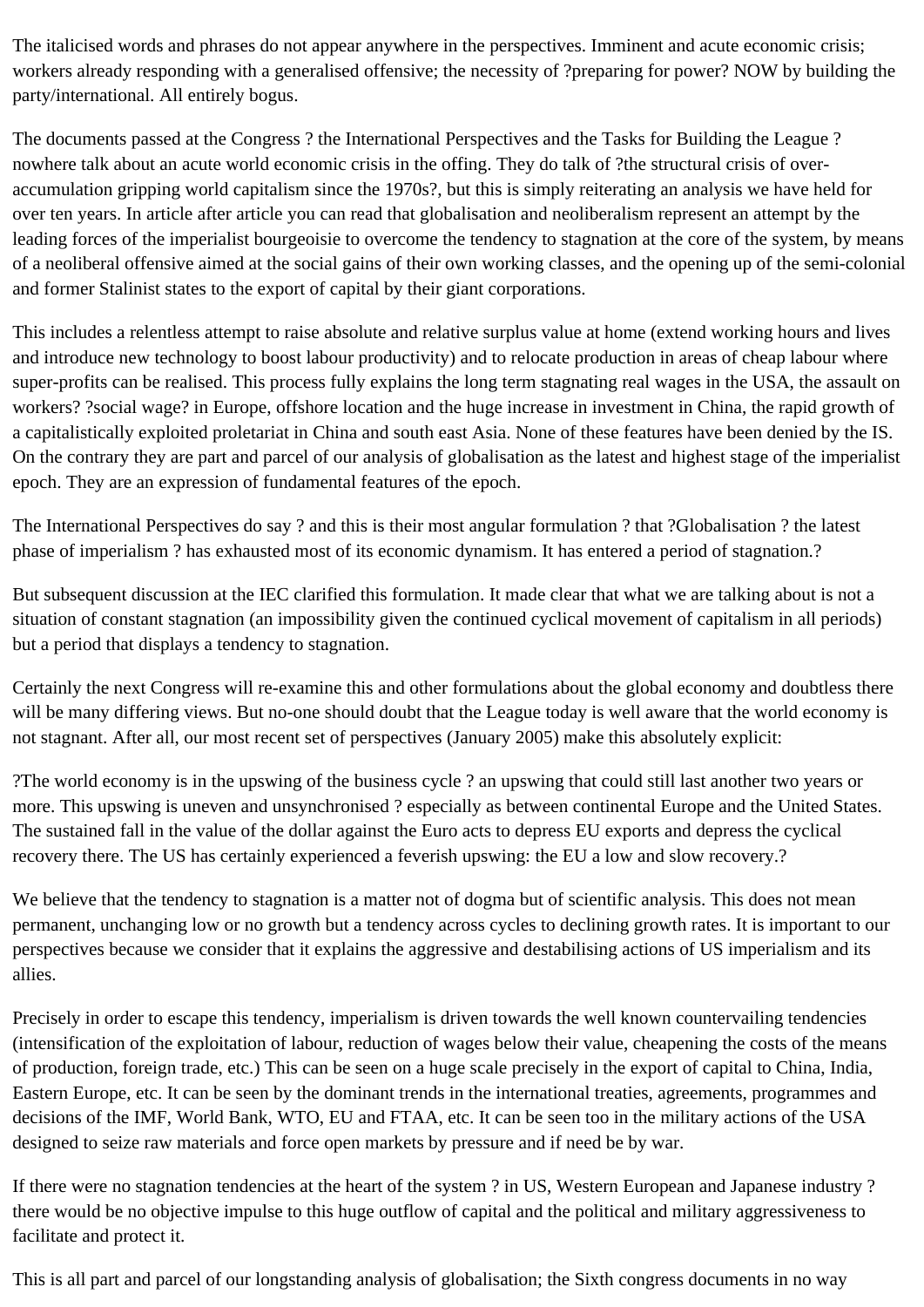The italicised words and phrases do not appear anywhere in the perspectives. Imminent and acute economic crisis; workers already responding with a generalised offensive; the necessity of ?preparing for power? NOW by building the party/international. All entirely bogus.

The documents passed at the Congress ? the International Perspectives and the Tasks for Building the League ? nowhere talk about an acute world economic crisis in the offing. They do talk of ?the structural crisis of over-accumulation gripping world capitalism since the 1970s?, but this is simply reiterating an analysis we have held for over ten years. In article after article you can read that globalisation and neoliberalism represent an attempt by the leading forces of the imperialist bourgeoisie to overcome the tendency to stagnation at the core of the system, by means of a neoliberal offensive aimed at the social gains of their own working classes, and the opening up of the semi-colonial and former Stalinist states to the export of capital by their giant corporations.

This includes a relentless attempt to raise absolute and relative surplus value at home (extend working hours and lives and introduce new technology to boost labour productivity) and to relocate production in areas of cheap labour where super-profits can be realised. This process fully explains the long term stagnating real wages in the USA, the assault on workers? ?social wage? in Europe, offshore location and the huge increase in investment in China, the rapid growth of a capitalistically exploited proletariat in China and south east Asia. None of these features have been denied by the IS. On the contrary they are part and parcel of our analysis of globalisation as the latest and highest stage of the imperialist epoch. They are an expression of fundamental features of the epoch.

The International Perspectives do say ? and this is their most angular formulation ? that ?Globalisation ? the latest phase of imperialism ? has exhausted most of its economic dynamism. It has entered a period of stagnation.?

But subsequent discussion at the IEC clarified this formulation. It made clear that what we are talking about is not a situation of constant stagnation (an impossibility given the continued cyclical movement of capitalism in all periods) but a period that displays a tendency to stagnation.

Certainly the next Congress will re-examine this and other formulations about the global economy and doubtless there will be many differing views. But no-one should doubt that the League today is well aware that the world economy is not stagnant. After all, our most recent set of perspectives (January 2005) make this absolutely explicit:

?The world economy is in the upswing of the business cycle ? an upswing that could still last another two years or more. This upswing is uneven and unsynchronised ? especially as between continental Europe and the United States. The sustained fall in the value of the dollar against the Euro acts to depress EU exports and depress the cyclical recovery there. The US has certainly experienced a feverish upswing: the EU a low and slow recovery.?

We believe that the tendency to stagnation is a matter not of dogma but of scientific analysis. This does not mean permanent, unchanging low or no growth but a tendency across cycles to declining growth rates. It is important to our perspectives because we consider that it explains the aggressive and destabilising actions of US imperialism and its allies.

Precisely in order to escape this tendency, imperialism is driven towards the well known countervailing tendencies (intensification of the exploitation of labour, reduction of wages below their value, cheapening the costs of the means of production, foreign trade, etc.) This can be seen on a huge scale precisely in the export of capital to China, India, Eastern Europe, etc. It can be seen by the dominant trends in the international treaties, agreements, programmes and decisions of the IMF, World Bank, WTO, EU and FTAA, etc. It can be seen too in the military actions of the USA designed to seize raw materials and force open markets by pressure and if need be by war.

If there were no stagnation tendencies at the heart of the system ? in US, Western European and Japanese industry ? there would be no objective impulse to this huge outflow of capital and the political and military aggressiveness to facilitate and protect it.

This is all part and parcel of our longstanding analysis of globalisation; the Sixth congress documents in no way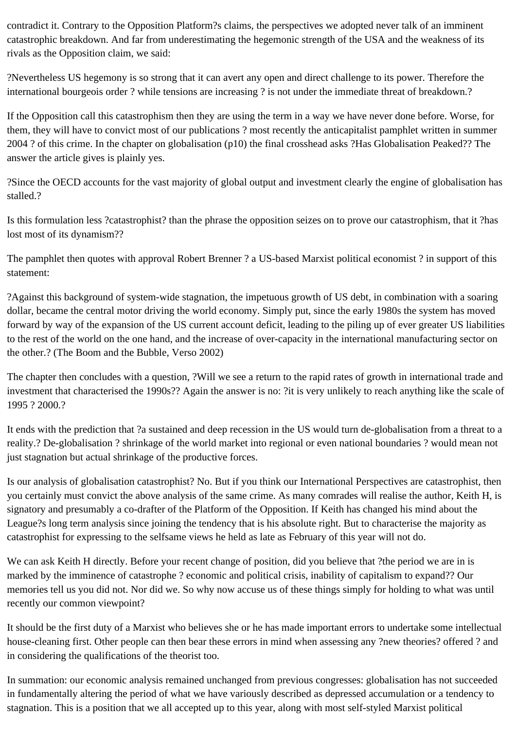contradict it. Contrary to the Opposition Platform?s claims, the perspectives we adopted never talk of an imminent catastrophic breakdown. And far from underestimating the hegemonic strength of the USA and the weakness of its rivals as the Opposition claim, we said:

?Nevertheless US hegemony is so strong that it can avert any open and direct challenge to its power. Therefore the international bourgeois order ? while tensions are increasing ? is not under the immediate threat of breakdown.?

If the Opposition call this catastrophism then they are using the term in a way we have never done before. Worse, for them, they will have to convict most of our publications ? most recently the anticapitalist pamphlet written in summer 2004 ? of this crime. In the chapter on globalisation (p10) the final crosshead asks ?Has Globalisation Peaked?? The answer the article gives is plainly yes.

?Since the OECD accounts for the vast majority of global output and investment clearly the engine of globalisation has stalled.?

Is this formulation less ?catastrophist? than the phrase the opposition seizes on to prove our catastrophism, that it ?has lost most of its dynamism??

The pamphlet then quotes with approval Robert Brenner ? a US-based Marxist political economist ? in support of this statement:

?Against this background of system-wide stagnation, the impetuous growth of US debt, in combination with a soaring dollar, became the central motor driving the world economy. Simply put, since the early 1980s the system has moved forward by way of the expansion of the US current account deficit, leading to the piling up of ever greater US liabilities to the rest of the world on the one hand, and the increase of over-capacity in the international manufacturing sector on the other.? (The Boom and the Bubble, Verso 2002)

The chapter then concludes with a question, ?Will we see a return to the rapid rates of growth in international trade and investment that characterised the 1990s?? Again the answer is no: ?it is very unlikely to reach anything like the scale of 1995 ? 2000.?

It ends with the prediction that ?a sustained and deep recession in the US would turn de-globalisation from a threat to a reality.? De-globalisation ? shrinkage of the world market into regional or even national boundaries ? would mean not just stagnation but actual shrinkage of the productive forces.

Is our analysis of globalisation catastrophist? No. But if you think our International Perspectives are catastrophist, then you certainly must convict the above analysis of the same crime. As many comrades will realise the author, Keith H, is signatory and presumably a co-drafter of the Platform of the Opposition. If Keith has changed his mind about the League?s long term analysis since joining the tendency that is his absolute right. But to characterise the majority as catastrophist for expressing to the selfsame views he held as late as February of this year will not do.

We can ask Keith H directly. Before your recent change of position, did you believe that ?the period we are in is marked by the imminence of catastrophe ? economic and political crisis, inability of capitalism to expand?? Our memories tell us you did not. Nor did we. So why now accuse us of these things simply for holding to what was until recently our common viewpoint?

It should be the first duty of a Marxist who believes she or he has made important errors to undertake some intellectual house-cleaning first. Other people can then bear these errors in mind when assessing any ?new theories? offered ? and in considering the qualifications of the theorist too.

In summation: our economic analysis remained unchanged from previous congresses: globalisation has not succeeded in fundamentally altering the period of what we have variously described as depressed accumulation or a tendency to stagnation. This is a position that we all accepted up to this year, along with most self-styled Marxist political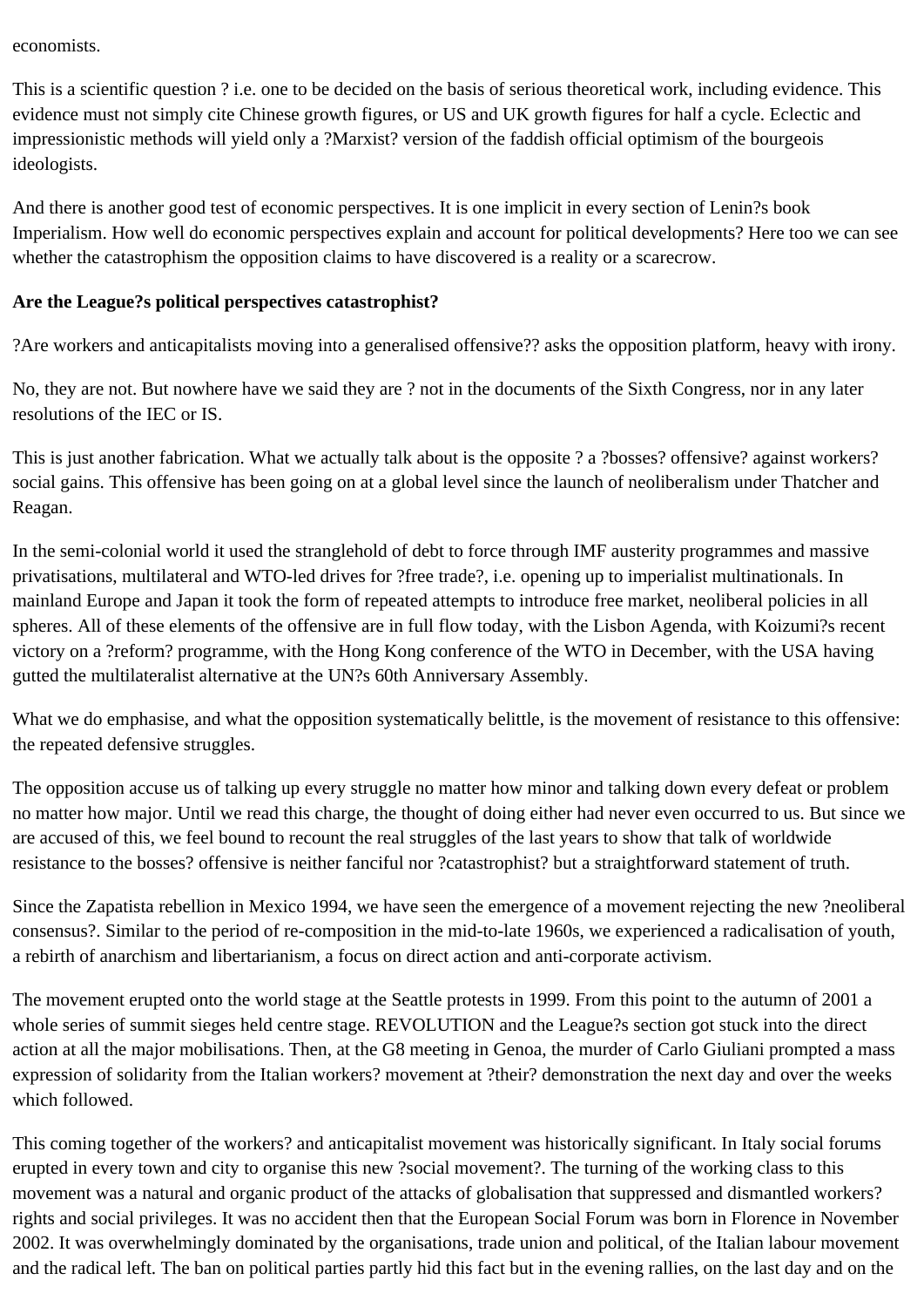economists.

This is a scientific question ? i.e. one to be decided on the basis of serious theoretical work, including evidence. This evidence must not simply cite Chinese growth figures, or US and UK growth figures for half a cycle. Eclectic and impressionistic methods will yield only a ?Marxist? version of the faddish official optimism of the bourgeois ideologists.

And there is another good test of economic perspectives. It is one implicit in every section of Lenin?s book Imperialism. How well do economic perspectives explain and account for political developments? Here too we can see whether the catastrophism the opposition claims to have discovered is a reality or a scarecrow.

**Are the League?s political perspectives catastrophist?**

?Are workers and anticapitalists moving into a generalised offensive?? asks the opposition platform, heavy with irony.

No, they are not. But nowhere have we said they are ? not in the documents of the Sixth Congress, nor in any later resolutions of the IEC or IS.

This is just another fabrication. What we actually talk about is the opposite ? a ?bosses? offensive? against workers? social gains. This offensive has been going on at a global level since the launch of neoliberalism under Thatcher and Reagan.

In the semi-colonial world it used the stranglehold of debt to force through IMF austerity programmes and massive privatisations, multilateral and WTO-led drives for ?free trade?, i.e. opening up to imperialist multinationals. In mainland Europe and Japan it took the form of repeated attempts to introduce free market, neoliberal policies in all spheres. All of these elements of the offensive are in full flow today, with the Lisbon Agenda, with Koizumi?s recent victory on a ?reform? programme, with the Hong Kong conference of the WTO in December, with the USA having gutted the multilateralist alternative at the UN?s 60th Anniversary Assembly.

What we do emphasise, and what the opposition systematically belittle, is the movement of resistance to this offensive: the repeated defensive struggles.

The opposition accuse us of talking up every struggle no matter how minor and talking down every defeat or problem no matter how major. Until we read this charge, the thought of doing either had never even occurred to us. But since we are accused of this, we feel bound to recount the real struggles of the last years to show that talk of worldwide resistance to the bosses? offensive is neither fanciful nor ?catastrophist? but a straightforward statement of truth.

Since the Zapatista rebellion in Mexico 1994, we have seen the emergence of a movement rejecting the new ?neoliberal consensus?. Similar to the period of re-composition in the mid-to-late 1960s, we experienced a radicalisation of youth, a rebirth of anarchism and libertarianism, a focus on direct action and anti-corporate activism.

The movement erupted onto the world stage at the Seattle protests in 1999. From this point to the autumn of 2001 a whole series of summit sieges held centre stage. REVOLUTION and the League?s section got stuck into the direct action at all the major mobilisations. Then, at the G8 meeting in Genoa, the murder of Carlo Giuliani prompted a mass expression of solidarity from the Italian workers? movement at ?their? demonstration the next day and over the weeks which followed.

This coming together of the workers? and anticapitalist movement was historically significant. In Italy social forums erupted in every town and city to organise this new ?social movement?. The turning of the working class to this movement was a natural and organic product of the attacks of globalisation that suppressed and dismantled workers? rights and social privileges. It was no accident then that the European Social Forum was born in Florence in November 2002. It was overwhelmingly dominated by the organisations, trade union and political, of the Italian labour movement and the radical left. The ban on political parties partly hid this fact but in the evening rallies, on the last day and on the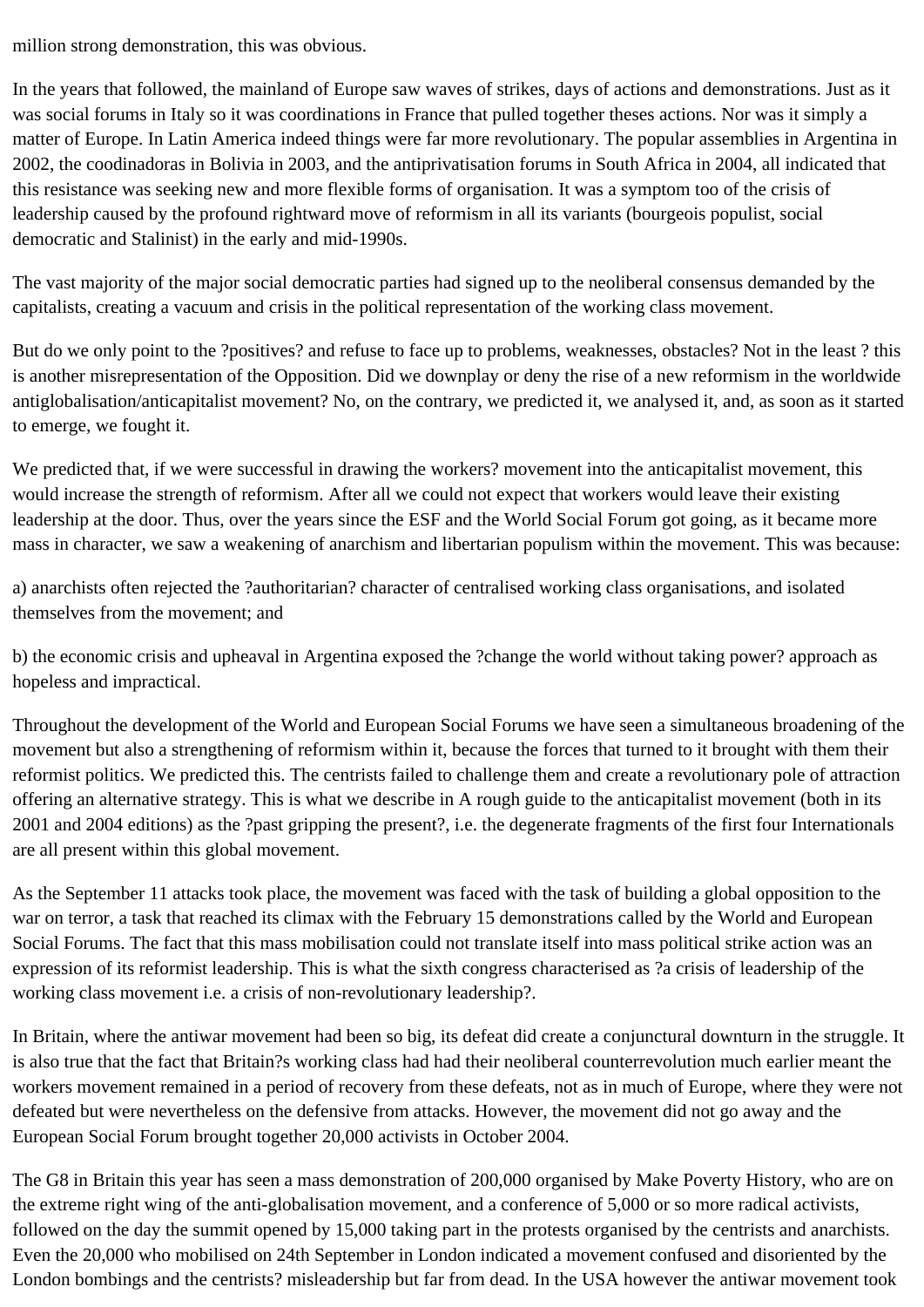million strong demonstration, this was obvious.

In the years that followed, the mainland of Europe saw waves of strikes, days of actions and demonstrations. Just as it was social forums in Italy so it was coordinations in France that pulled together theses actions. Nor was it simply a matter of Europe. In Latin America indeed things were far more revolutionary. The popular assemblies in Argentina in 2002, the coodinadoras in Bolivia in 2003, and the antiprivatisation forums in South Africa in 2004, all indicated that this resistance was seeking new and more flexible forms of organisation. It was a symptom too of the crisis of leadership caused by the profound rightward move of reformism in all its variants (bourgeois populist, social democratic and Stalinist) in the early and mid-1990s.

The vast majority of the major social democratic parties had signed up to the neoliberal consensus demanded by the capitalists, creating a vacuum and crisis in the political representation of the working class movement.

But do we only point to the ?positives? and refuse to face up to problems, weaknesses, obstacles? Not in the least ? this is another misrepresentation of the Opposition. Did we downplay or deny the rise of a new reformism in the worldwide antiglobalisation/anticapitalist movement? No, on the contrary, we predicted it, we analysed it, and, as soon as it started to emerge, we fought it.

We predicted that, if we were successful in drawing the workers? movement into the anticapitalist movement, this would increase the strength of reformism. After all we could not expect that workers would leave their existing leadership at the door. Thus, over the years since the ESF and the World Social Forum got going, as it became more mass in character, we saw a weakening of anarchism and libertarian populism within the movement. This was because:

a) anarchists often rejected the ?authoritarian? character of centralised working class organisations, and isolated themselves from the movement; and

b) the economic crisis and upheaval in Argentina exposed the ?change the world without taking power? approach as hopeless and impractical.

Throughout the development of the World and European Social Forums we have seen a simultaneous broadening of the movement but also a strengthening of reformism within it, because the forces that turned to it brought with them their reformist politics. We predicted this. The centrists failed to challenge them and create a revolutionary pole of attraction offering an alternative strategy. This is what we describe in A rough guide to the anticapitalist movement (both in its 2001 and 2004 editions) as the ?past gripping the present?, i.e. the degenerate fragments of the first four Internationals are all present within this global movement.

As the September 11 attacks took place, the movement was faced with the task of building a global opposition to the war on terror, a task that reached its climax with the February 15 demonstrations called by the World and European Social Forums. The fact that this mass mobilisation could not translate itself into mass political strike action was an expression of its reformist leadership. This is what the sixth congress characterised as ?a crisis of leadership of the working class movement i.e. a crisis of non-revolutionary leadership?.

In Britain, where the antiwar movement had been so big, its defeat did create a conjunctural downturn in the struggle. It is also true that the fact that Britain?s working class had had their neoliberal counterrevolution much earlier meant the workers movement remained in a period of recovery from these defeats, not as in much of Europe, where they were not defeated but were nevertheless on the defensive from attacks. However, the movement did not go away and the European Social Forum brought together 20,000 activists in October 2004.

The G8 in Britain this year has seen a mass demonstration of 200,000 organised by Make Poverty History, who are on the extreme right wing of the anti-globalisation movement, and a conference of 5,000 or so more radical activists, followed on the day the summit opened by 15,000 taking part in the protests organised by the centrists and anarchists. Even the 20,000 who mobilised on 24th September in London indicated a movement confused and disoriented by the London bombings and the centrists? misleadership but far from dead. In the USA however the antiwar movement took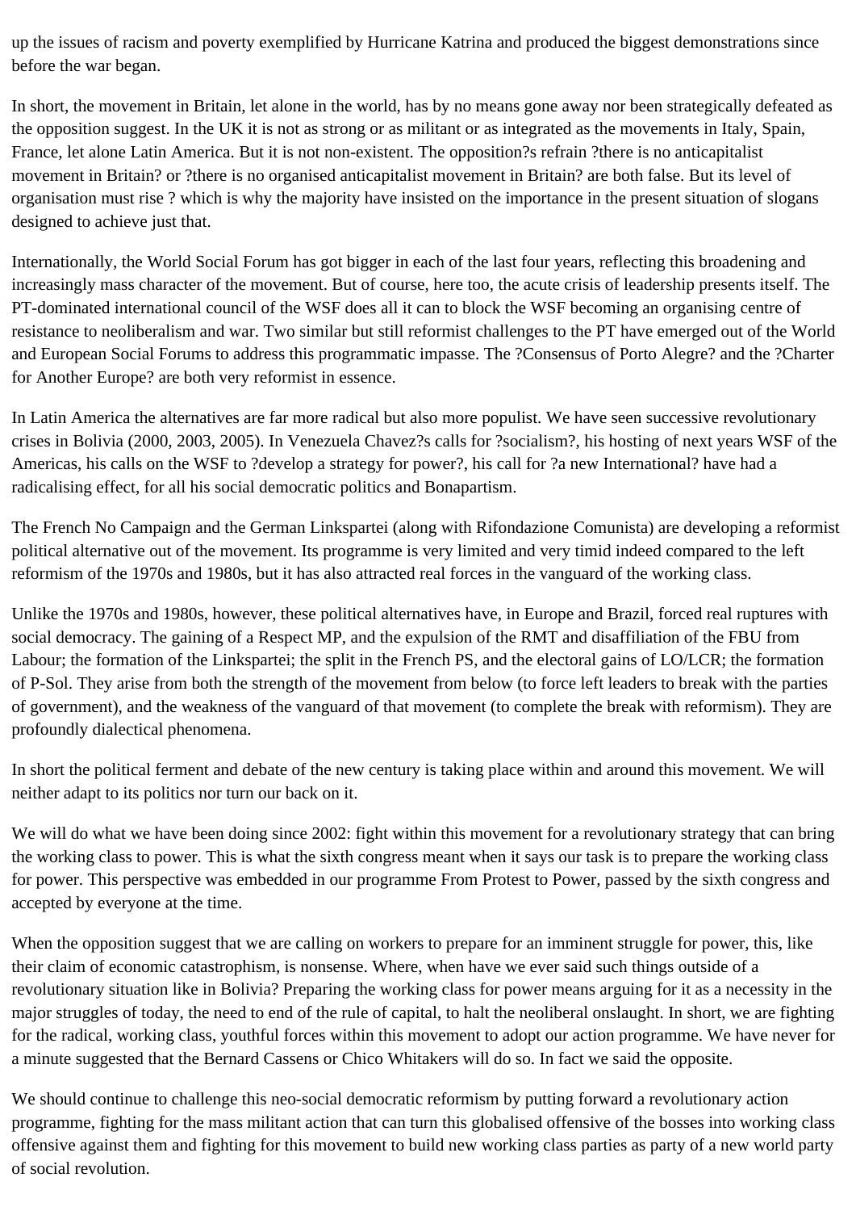up the issues of racism and poverty exemplified by Hurricane Katrina and produced the biggest demonstrations since before the war began.

In short, the movement in Britain, let alone in the world, has by no means gone away nor been strategically defeated as the opposition suggest. In the UK it is not as strong or as militant or as integrated as the movements in Italy, Spain, France, let alone Latin America. But it is not non-existent. The opposition?s refrain ?there is no anticapitalist movement in Britain? or ?there is no organised anticapitalist movement in Britain? are both false. But its level of organisation must rise ? which is why the majority have insisted on the importance in the present situation of slogans designed to achieve just that.

Internationally, the World Social Forum has got bigger in each of the last four years, reflecting this broadening and increasingly mass character of the movement. But of course, here too, the acute crisis of leadership presents itself. The PT-dominated international council of the WSF does all it can to block the WSF becoming an organising centre of resistance to neoliberalism and war. Two similar but still reformist challenges to the PT have emerged out of the World and European Social Forums to address this programmatic impasse. The ?Consensus of Porto Alegre? and the ?Charter for Another Europe? are both very reformist in essence.

In Latin America the alternatives are far more radical but also more populist. We have seen successive revolutionary crises in Bolivia (2000, 2003, 2005). In Venezuela Chavez?s calls for ?socialism?, his hosting of next years WSF of the Americas, his calls on the WSF to ?develop a strategy for power?, his call for ?a new International? have had a radicalising effect, for all his social democratic politics and Bonapartism.

The French No Campaign and the German Linkspartei (along with Rifondazione Comunista) are developing a reformist political alternative out of the movement. Its programme is very limited and very timid indeed compared to the left reformism of the 1970s and 1980s, but it has also attracted real forces in the vanguard of the working class.

Unlike the 1970s and 1980s, however, these political alternatives have, in Europe and Brazil, forced real ruptures with social democracy. The gaining of a Respect MP, and the expulsion of the RMT and disaffiliation of the FBU from Labour; the formation of the Linkspartei; the split in the French PS, and the electoral gains of LO/LCR; the formation of P-Sol. They arise from both the strength of the movement from below (to force left leaders to break with the parties of government), and the weakness of the vanguard of that movement (to complete the break with reformism). They are profoundly dialectical phenomena.

In short the political ferment and debate of the new century is taking place within and around this movement. We will neither adapt to its politics nor turn our back on it.

We will do what we have been doing since 2002: fight within this movement for a revolutionary strategy that can bring the working class to power. This is what the sixth congress meant when it says our task is to prepare the working class for power. This perspective was embedded in our programme From Protest to Power, passed by the sixth congress and accepted by everyone at the time.

When the opposition suggest that we are calling on workers to prepare for an imminent struggle for power, this, like their claim of economic catastrophism, is nonsense. Where, when have we ever said such things outside of a revolutionary situation like in Bolivia? Preparing the working class for power means arguing for it as a necessity in the major struggles of today, the need to end of the rule of capital, to halt the neoliberal onslaught. In short, we are fighting for the radical, working class, youthful forces within this movement to adopt our action programme. We have never for a minute suggested that the Bernard Cassens or Chico Whitakers will do so. In fact we said the opposite.

We should continue to challenge this neo-social democratic reformism by putting forward a revolutionary action programme, fighting for the mass militant action that can turn this globalised offensive of the bosses into working class offensive against them and fighting for this movement to build new working class parties as party of a new world party of social revolution.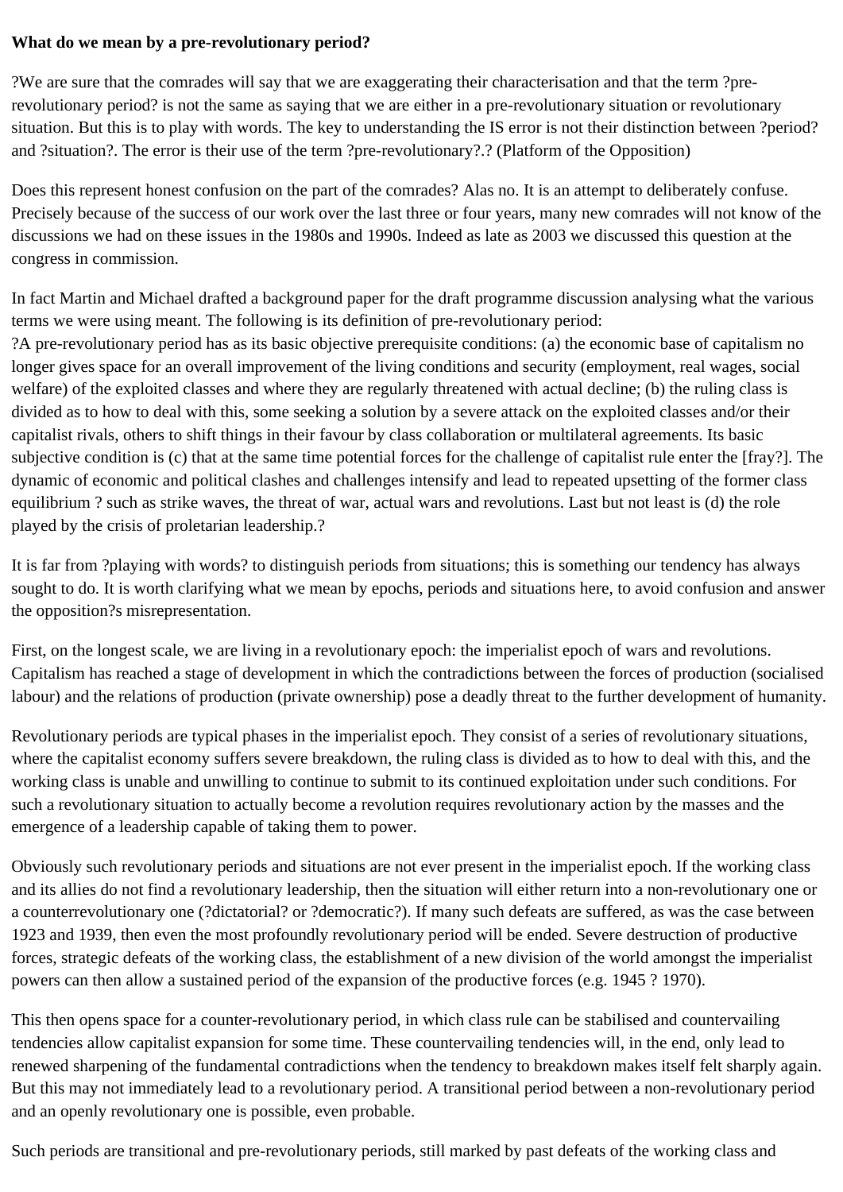**What do we mean by a pre-revolutionary period?**

?We are sure that the comrades will say that we are exaggerating their characterisation and that the term ?pre-revolutionary period? is not the same as saying that we are either in a pre-revolutionary situation or revolutionary situation. But this is to play with words. The key to understanding the IS error is not their distinction between ?period? and ?situation?. The error is their use of the term ?pre-revolutionary?.? (Platform of the Opposition)

Does this represent honest confusion on the part of the comrades? Alas no. It is an attempt to deliberately confuse. Precisely because of the success of our work over the last three or four years, many new comrades will not know of the discussions we had on these issues in the 1980s and 1990s. Indeed as late as 2003 we discussed this question at the congress in commission.

In fact Martin and Michael drafted a background paper for the draft programme discussion analysing what the various terms we were using meant. The following is its definition of pre-revolutionary period:
?A pre-revolutionary period has as its basic objective prerequisite conditions: (a) the economic base of capitalism no longer gives space for an overall improvement of the living conditions and security (employment, real wages, social welfare) of the exploited classes and where they are regularly threatened with actual decline; (b) the ruling class is divided as to how to deal with this, some seeking a solution by a severe attack on the exploited classes and/or their capitalist rivals, others to shift things in their favour by class collaboration or multilateral agreements. Its basic subjective condition is (c) that at the same time potential forces for the challenge of capitalist rule enter the [fray?]. The dynamic of economic and political clashes and challenges intensify and lead to repeated upsetting of the former class equilibrium ? such as strike waves, the threat of war, actual wars and revolutions. Last but not least is (d) the role played by the crisis of proletarian leadership.?

It is far from ?playing with words? to distinguish periods from situations; this is something our tendency has always sought to do. It is worth clarifying what we mean by epochs, periods and situations here, to avoid confusion and answer the opposition?s misrepresentation.

First, on the longest scale, we are living in a revolutionary epoch: the imperialist epoch of wars and revolutions. Capitalism has reached a stage of development in which the contradictions between the forces of production (socialised labour) and the relations of production (private ownership) pose a deadly threat to the further development of humanity.

Revolutionary periods are typical phases in the imperialist epoch. They consist of a series of revolutionary situations, where the capitalist economy suffers severe breakdown, the ruling class is divided as to how to deal with this, and the working class is unable and unwilling to continue to submit to its continued exploitation under such conditions. For such a revolutionary situation to actually become a revolution requires revolutionary action by the masses and the emergence of a leadership capable of taking them to power.

Obviously such revolutionary periods and situations are not ever present in the imperialist epoch. If the working class and its allies do not find a revolutionary leadership, then the situation will either return into a non-revolutionary one or a counterrevolutionary one (?dictatorial? or ?democratic?). If many such defeats are suffered, as was the case between 1923 and 1939, then even the most profoundly revolutionary period will be ended. Severe destruction of productive forces, strategic defeats of the working class, the establishment of a new division of the world amongst the imperialist powers can then allow a sustained period of the expansion of the productive forces (e.g. 1945 ? 1970).

This then opens space for a counter-revolutionary period, in which class rule can be stabilised and countervailing tendencies allow capitalist expansion for some time. These countervailing tendencies will, in the end, only lead to renewed sharpening of the fundamental contradictions when the tendency to breakdown makes itself felt sharply again. But this may not immediately lead to a revolutionary period. A transitional period between a non-revolutionary period and an openly revolutionary one is possible, even probable.

Such periods are transitional and pre-revolutionary periods, still marked by past defeats of the working class and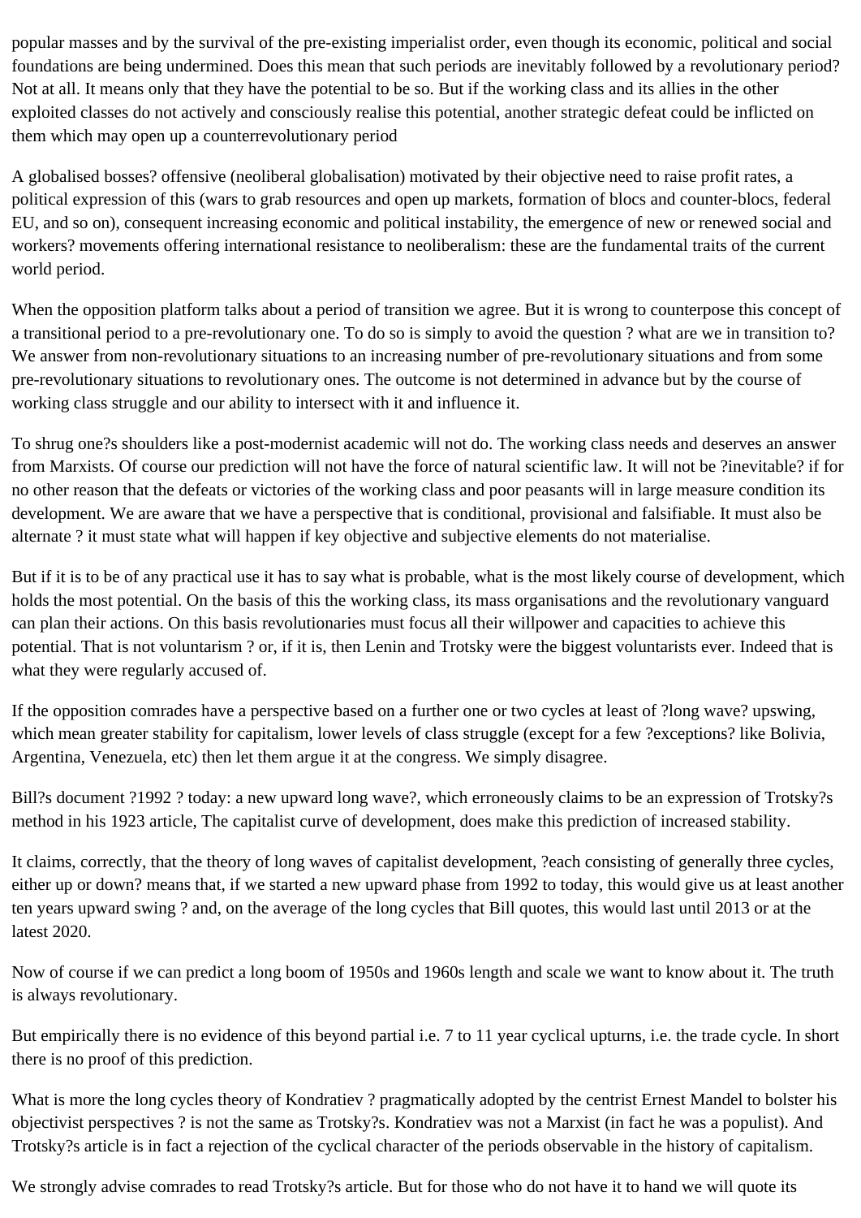popular masses and by the survival of the pre-existing imperialist order, even though its economic, political and social foundations are being undermined. Does this mean that such periods are inevitably followed by a revolutionary period? Not at all. It means only that they have the potential to be so. But if the working class and its allies in the other exploited classes do not actively and consciously realise this potential, another strategic defeat could be inflicted on them which may open up a counterrevolutionary period

A globalised bosses? offensive (neoliberal globalisation) motivated by their objective need to raise profit rates, a political expression of this (wars to grab resources and open up markets, formation of blocs and counter-blocs, federal EU, and so on), consequent increasing economic and political instability, the emergence of new or renewed social and workers? movements offering international resistance to neoliberalism: these are the fundamental traits of the current world period.

When the opposition platform talks about a period of transition we agree. But it is wrong to counterpose this concept of a transitional period to a pre-revolutionary one. To do so is simply to avoid the question ? what are we in transition to? We answer from non-revolutionary situations to an increasing number of pre-revolutionary situations and from some pre-revolutionary situations to revolutionary ones. The outcome is not determined in advance but by the course of working class struggle and our ability to intersect with it and influence it.

To shrug one?s shoulders like a post-modernist academic will not do. The working class needs and deserves an answer from Marxists. Of course our prediction will not have the force of natural scientific law. It will not be ?inevitable? if for no other reason that the defeats or victories of the working class and poor peasants will in large measure condition its development. We are aware that we have a perspective that is conditional, provisional and falsifiable. It must also be alternate ? it must state what will happen if key objective and subjective elements do not materialise.

But if it is to be of any practical use it has to say what is probable, what is the most likely course of development, which holds the most potential. On the basis of this the working class, its mass organisations and the revolutionary vanguard can plan their actions. On this basis revolutionaries must focus all their willpower and capacities to achieve this potential. That is not voluntarism ? or, if it is, then Lenin and Trotsky were the biggest voluntarists ever. Indeed that is what they were regularly accused of.

If the opposition comrades have a perspective based on a further one or two cycles at least of ?long wave? upswing, which mean greater stability for capitalism, lower levels of class struggle (except for a few ?exceptions? like Bolivia, Argentina, Venezuela, etc) then let them argue it at the congress. We simply disagree.

Bill?s document ?1992 ? today: a new upward long wave?, which erroneously claims to be an expression of Trotsky?s method in his 1923 article, The capitalist curve of development, does make this prediction of increased stability.

It claims, correctly, that the theory of long waves of capitalist development, ?each consisting of generally three cycles, either up or down? means that, if we started a new upward phase from 1992 to today, this would give us at least another ten years upward swing ? and, on the average of the long cycles that Bill quotes, this would last until 2013 or at the latest 2020.

Now of course if we can predict a long boom of 1950s and 1960s length and scale we want to know about it. The truth is always revolutionary.

But empirically there is no evidence of this beyond partial i.e. 7 to 11 year cyclical upturns, i.e. the trade cycle. In short there is no proof of this prediction.

What is more the long cycles theory of Kondratiev ? pragmatically adopted by the centrist Ernest Mandel to bolster his objectivist perspectives ? is not the same as Trotsky?s. Kondratiev was not a Marxist (in fact he was a populist). And Trotsky?s article is in fact a rejection of the cyclical character of the periods observable in the history of capitalism.

We strongly advise comrades to read Trotsky?s article. But for those who do not have it to hand we will quote its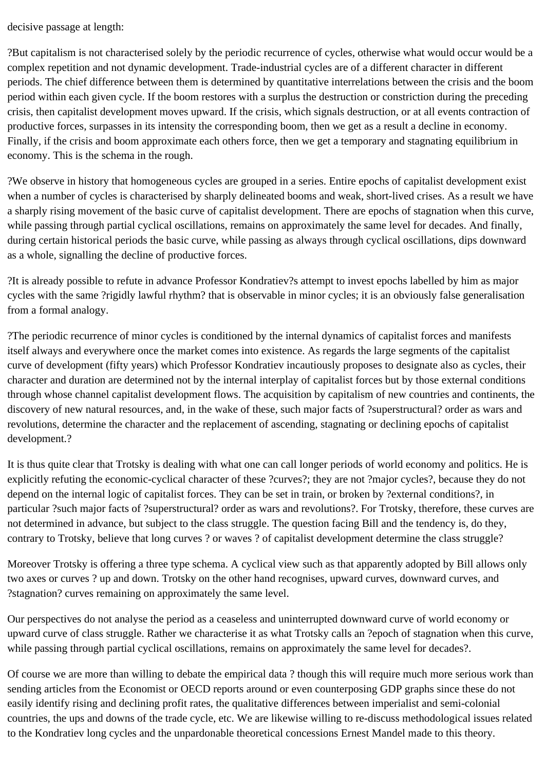decisive passage at length:

?But capitalism is not characterised solely by the periodic recurrence of cycles, otherwise what would occur would be a complex repetition and not dynamic development. Trade-industrial cycles are of a different character in different periods. The chief difference between them is determined by quantitative interrelations between the crisis and the boom period within each given cycle. If the boom restores with a surplus the destruction or constriction during the preceding crisis, then capitalist development moves upward. If the crisis, which signals destruction, or at all events contraction of productive forces, surpasses in its intensity the corresponding boom, then we get as a result a decline in economy. Finally, if the crisis and boom approximate each others force, then we get a temporary and stagnating equilibrium in economy. This is the schema in the rough.

?We observe in history that homogeneous cycles are grouped in a series. Entire epochs of capitalist development exist when a number of cycles is characterised by sharply delineated booms and weak, short-lived crises. As a result we have a sharply rising movement of the basic curve of capitalist development. There are epochs of stagnation when this curve, while passing through partial cyclical oscillations, remains on approximately the same level for decades. And finally, during certain historical periods the basic curve, while passing as always through cyclical oscillations, dips downward as a whole, signalling the decline of productive forces.

?It is already possible to refute in advance Professor Kondratiev?s attempt to invest epochs labelled by him as major cycles with the same ?rigidly lawful rhythm? that is observable in minor cycles; it is an obviously false generalisation from a formal analogy.

?The periodic recurrence of minor cycles is conditioned by the internal dynamics of capitalist forces and manifests itself always and everywhere once the market comes into existence. As regards the large segments of the capitalist curve of development (fifty years) which Professor Kondratiev incautiously proposes to designate also as cycles, their character and duration are determined not by the internal interplay of capitalist forces but by those external conditions through whose channel capitalist development flows. The acquisition by capitalism of new countries and continents, the discovery of new natural resources, and, in the wake of these, such major facts of ?superstructural? order as wars and revolutions, determine the character and the replacement of ascending, stagnating or declining epochs of capitalist development.?

It is thus quite clear that Trotsky is dealing with what one can call longer periods of world economy and politics. He is explicitly refuting the economic-cyclical character of these ?curves?; they are not ?major cycles?, because they do not depend on the internal logic of capitalist forces. They can be set in train, or broken by ?external conditions?, in particular ?such major facts of ?superstructural? order as wars and revolutions?. For Trotsky, therefore, these curves are not determined in advance, but subject to the class struggle. The question facing Bill and the tendency is, do they, contrary to Trotsky, believe that long curves ? or waves ? of capitalist development determine the class struggle?

Moreover Trotsky is offering a three type schema. A cyclical view such as that apparently adopted by Bill allows only two axes or curves ? up and down. Trotsky on the other hand recognises, upward curves, downward curves, and ?stagnation? curves remaining on approximately the same level.

Our perspectives do not analyse the period as a ceaseless and uninterrupted downward curve of world economy or upward curve of class struggle. Rather we characterise it as what Trotsky calls an ?epoch of stagnation when this curve, while passing through partial cyclical oscillations, remains on approximately the same level for decades?.

Of course we are more than willing to debate the empirical data ? though this will require much more serious work than sending articles from the Economist or OECD reports around or even counterposing GDP graphs since these do not easily identify rising and declining profit rates, the qualitative differences between imperialist and semi-colonial countries, the ups and downs of the trade cycle, etc. We are likewise willing to re-discuss methodological issues related to the Kondratiev long cycles and the unpardonable theoretical concessions Ernest Mandel made to this theory.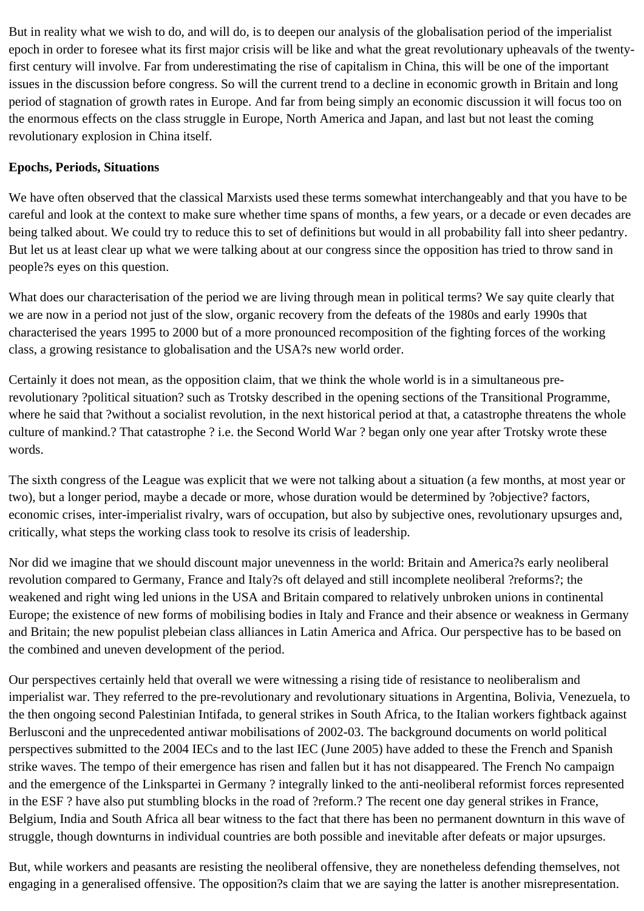But in reality what we wish to do, and will do, is to deepen our analysis of the globalisation period of the imperialist epoch in order to foresee what its first major crisis will be like and what the great revolutionary upheavals of the twenty-first century will involve. Far from underestimating the rise of capitalism in China, this will be one of the important issues in the discussion before congress. So will the current trend to a decline in economic growth in Britain and long period of stagnation of growth rates in Europe. And far from being simply an economic discussion it will focus too on the enormous effects on the class struggle in Europe, North America and Japan, and last but not least the coming revolutionary explosion in China itself.

**Epochs, Periods, Situations**

We have often observed that the classical Marxists used these terms somewhat interchangeably and that you have to be careful and look at the context to make sure whether time spans of months, a few years, or a decade or even decades are being talked about. We could try to reduce this to set of definitions but would in all probability fall into sheer pedantry. But let us at least clear up what we were talking about at our congress since the opposition has tried to throw sand in people?s eyes on this question.

What does our characterisation of the period we are living through mean in political terms? We say quite clearly that we are now in a period not just of the slow, organic recovery from the defeats of the 1980s and early 1990s that characterised the years 1995 to 2000 but of a more pronounced recomposition of the fighting forces of the working class, a growing resistance to globalisation and the USA?s new world order.

Certainly it does not mean, as the opposition claim, that we think the whole world is in a simultaneous pre-revolutionary ?political situation? such as Trotsky described in the opening sections of the Transitional Programme, where he said that ?without a socialist revolution, in the next historical period at that, a catastrophe threatens the whole culture of mankind.? That catastrophe ? i.e. the Second World War ? began only one year after Trotsky wrote these words.

The sixth congress of the League was explicit that we were not talking about a situation (a few months, at most year or two), but a longer period, maybe a decade or more, whose duration would be determined by ?objective? factors, economic crises, inter-imperialist rivalry, wars of occupation, but also by subjective ones, revolutionary upsurges and, critically, what steps the working class took to resolve its crisis of leadership.

Nor did we imagine that we should discount major unevenness in the world: Britain and America?s early neoliberal revolution compared to Germany, France and Italy?s oft delayed and still incomplete neoliberal ?reforms?; the weakened and right wing led unions in the USA and Britain compared to relatively unbroken unions in continental Europe; the existence of new forms of mobilising bodies in Italy and France and their absence or weakness in Germany and Britain; the new populist plebeian class alliances in Latin America and Africa. Our perspective has to be based on the combined and uneven development of the period.

Our perspectives certainly held that overall we were witnessing a rising tide of resistance to neoliberalism and imperialist war. They referred to the pre-revolutionary and revolutionary situations in Argentina, Bolivia, Venezuela, to the then ongoing second Palestinian Intifada, to general strikes in South Africa, to the Italian workers fightback against Berlusconi and the unprecedented antiwar mobilisations of 2002-03. The background documents on world political perspectives submitted to the 2004 IECs and to the last IEC (June 2005) have added to these the French and Spanish strike waves. The tempo of their emergence has risen and fallen but it has not disappeared. The French No campaign and the emergence of the Linkspartei in Germany ? integrally linked to the anti-neoliberal reformist forces represented in the ESF ? have also put stumbling blocks in the road of ?reform.? The recent one day general strikes in France, Belgium, India and South Africa all bear witness to the fact that there has been no permanent downturn in this wave of struggle, though downturns in individual countries are both possible and inevitable after defeats or major upsurges.

But, while workers and peasants are resisting the neoliberal offensive, they are nonetheless defending themselves, not engaging in a generalised offensive. The opposition?s claim that we are saying the latter is another misrepresentation.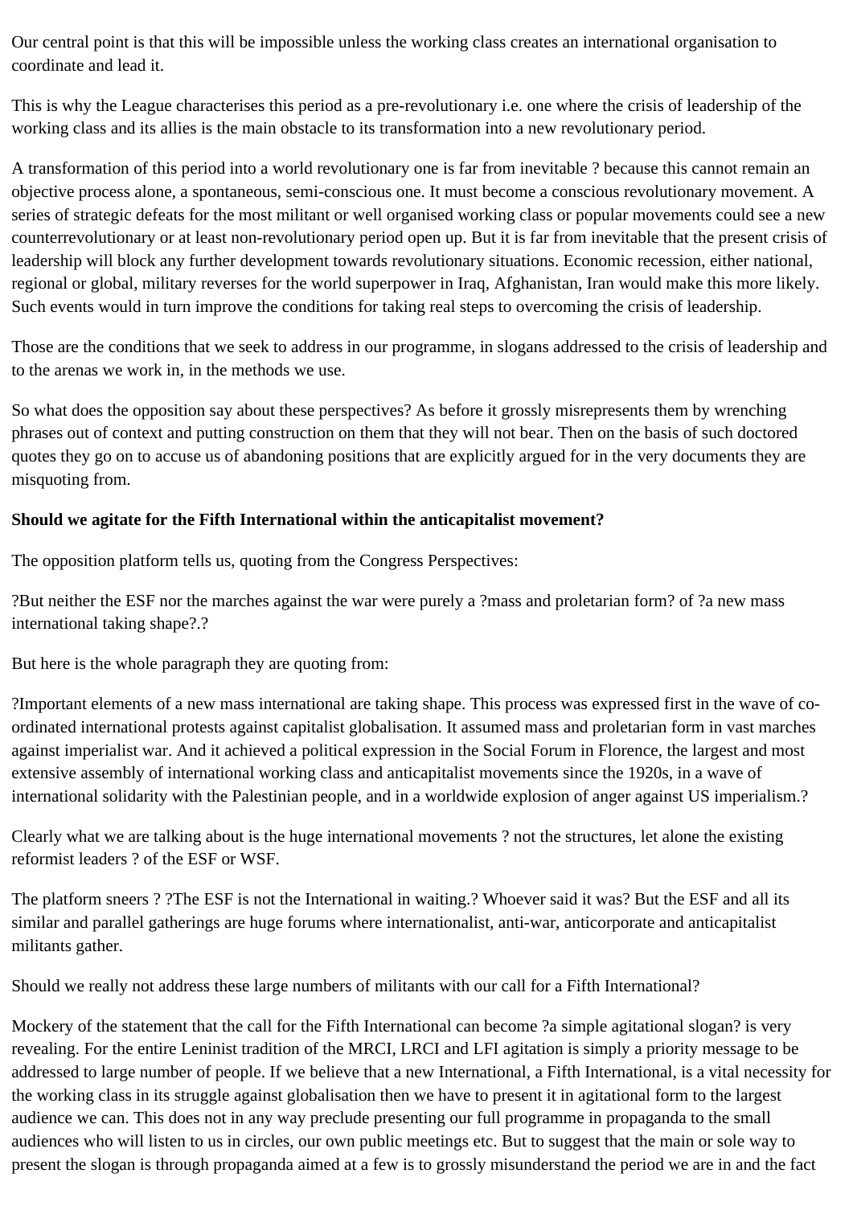Our central point is that this will be impossible unless the working class creates an international organisation to coordinate and lead it.

This is why the League characterises this period as a pre-revolutionary i.e. one where the crisis of leadership of the working class and its allies is the main obstacle to its transformation into a new revolutionary period.

A transformation of this period into a world revolutionary one is far from inevitable ? because this cannot remain an objective process alone, a spontaneous, semi-conscious one. It must become a conscious revolutionary movement. A series of strategic defeats for the most militant or well organised working class or popular movements could see a new counterrevolutionary or at least non-revolutionary period open up. But it is far from inevitable that the present crisis of leadership will block any further development towards revolutionary situations. Economic recession, either national, regional or global, military reverses for the world superpower in Iraq, Afghanistan, Iran would make this more likely. Such events would in turn improve the conditions for taking real steps to overcoming the crisis of leadership.

Those are the conditions that we seek to address in our programme, in slogans addressed to the crisis of leadership and to the arenas we work in, in the methods we use.

So what does the opposition say about these perspectives? As before it grossly misrepresents them by wrenching phrases out of context and putting construction on them that they will not bear. Then on the basis of such doctored quotes they go on to accuse us of abandoning positions that are explicitly argued for in the very documents they are misquoting from.

**Should we agitate for the Fifth International within the anticapitalist movement?**

The opposition platform tells us, quoting from the Congress Perspectives:

?But neither the ESF nor the marches against the war were purely a ?mass and proletarian form? of ?a new mass international taking shape?.?

But here is the whole paragraph they are quoting from:

?Important elements of a new mass international are taking shape. This process was expressed first in the wave of co-ordinated international protests against capitalist globalisation. It assumed mass and proletarian form in vast marches against imperialist war. And it achieved a political expression in the Social Forum in Florence, the largest and most extensive assembly of international working class and anticapitalist movements since the 1920s, in a wave of international solidarity with the Palestinian people, and in a worldwide explosion of anger against US imperialism.?

Clearly what we are talking about is the huge international movements ? not the structures, let alone the existing reformist leaders ? of the ESF or WSF.

The platform sneers ? ?The ESF is not the International in waiting.? Whoever said it was? But the ESF and all its similar and parallel gatherings are huge forums where internationalist, anti-war, anticorporate and anticapitalist militants gather.

Should we really not address these large numbers of militants with our call for a Fifth International?

Mockery of the statement that the call for the Fifth International can become ?a simple agitational slogan? is very revealing. For the entire Leninist tradition of the MRCI, LRCI and LFI agitation is simply a priority message to be addressed to large number of people. If we believe that a new International, a Fifth International, is a vital necessity for the working class in its struggle against globalisation then we have to present it in agitational form to the largest audience we can. This does not in any way preclude presenting our full programme in propaganda to the small audiences who will listen to us in circles, our own public meetings etc. But to suggest that the main or sole way to present the slogan is through propaganda aimed at a few is to grossly misunderstand the period we are in and the fact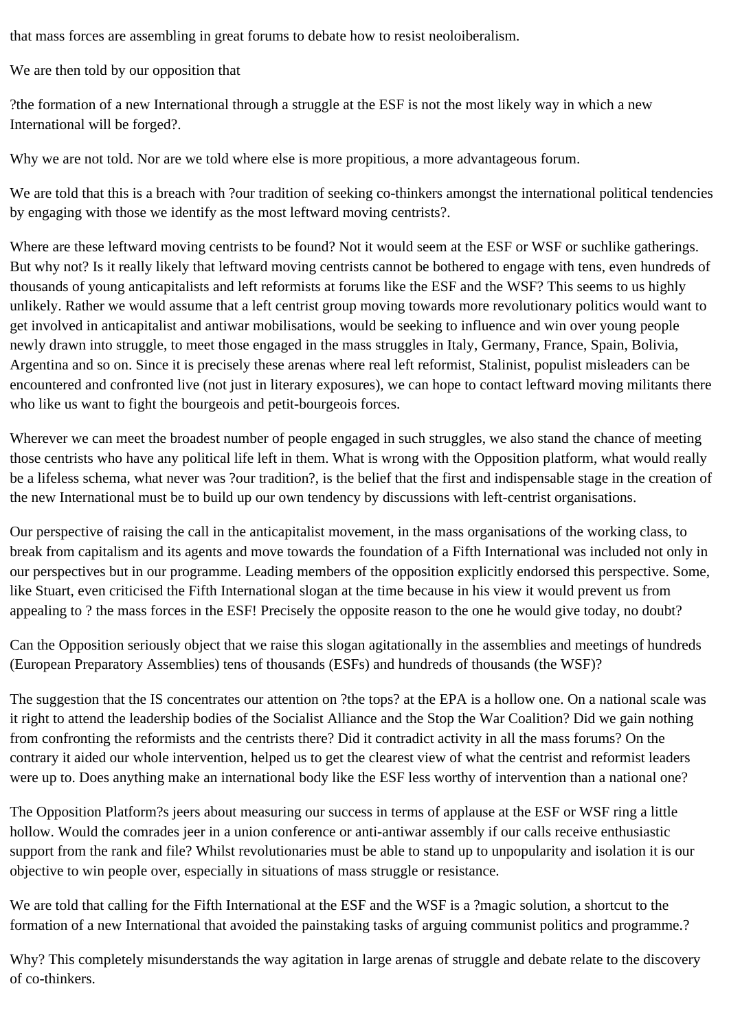that mass forces are assembling in great forums to debate how to resist neoloiberalism.

We are then told by our opposition that

?the formation of a new International through a struggle at the ESF is not the most likely way in which a new International will be forged?.

Why we are not told. Nor are we told where else is more propitious, a more advantageous forum.

We are told that this is a breach with ?our tradition of seeking co-thinkers amongst the international political tendencies by engaging with those we identify as the most leftward moving centrists?.

Where are these leftward moving centrists to be found? Not it would seem at the ESF or WSF or suchlike gatherings. But why not? Is it really likely that leftward moving centrists cannot be bothered to engage with tens, even hundreds of thousands of young anticapitalists and left reformists at forums like the ESF and the WSF? This seems to us highly unlikely. Rather we would assume that a left centrist group moving towards more revolutionary politics would want to get involved in anticapitalist and antiwar mobilisations, would be seeking to influence and win over young people newly drawn into struggle, to meet those engaged in the mass struggles in Italy, Germany, France, Spain, Bolivia, Argentina and so on. Since it is precisely these arenas where real left reformist, Stalinist, populist misleaders can be encountered and confronted live (not just in literary exposures), we can hope to contact leftward moving militants there who like us want to fight the bourgeois and petit-bourgeois forces.

Wherever we can meet the broadest number of people engaged in such struggles, we also stand the chance of meeting those centrists who have any political life left in them. What is wrong with the Opposition platform, what would really be a lifeless schema, what never was ?our tradition?, is the belief that the first and indispensable stage in the creation of the new International must be to build up our own tendency by discussions with left-centrist organisations.

Our perspective of raising the call in the anticapitalist movement, in the mass organisations of the working class, to break from capitalism and its agents and move towards the foundation of a Fifth International was included not only in our perspectives but in our programme. Leading members of the opposition explicitly endorsed this perspective. Some, like Stuart, even criticised the Fifth International slogan at the time because in his view it would prevent us from appealing to ? the mass forces in the ESF! Precisely the opposite reason to the one he would give today, no doubt?

Can the Opposition seriously object that we raise this slogan agitationally in the assemblies and meetings of hundreds (European Preparatory Assemblies) tens of thousands (ESFs) and hundreds of thousands (the WSF)?

The suggestion that the IS concentrates our attention on ?the tops? at the EPA is a hollow one. On a national scale was it right to attend the leadership bodies of the Socialist Alliance and the Stop the War Coalition? Did we gain nothing from confronting the reformists and the centrists there? Did it contradict activity in all the mass forums? On the contrary it aided our whole intervention, helped us to get the clearest view of what the centrist and reformist leaders were up to. Does anything make an international body like the ESF less worthy of intervention than a national one?

The Opposition Platform?s jeers about measuring our success in terms of applause at the ESF or WSF ring a little hollow. Would the comrades jeer in a union conference or anti-antiwar assembly if our calls receive enthusiastic support from the rank and file? Whilst revolutionaries must be able to stand up to unpopularity and isolation it is our objective to win people over, especially in situations of mass struggle or resistance.

We are told that calling for the Fifth International at the ESF and the WSF is a ?magic solution, a shortcut to the formation of a new International that avoided the painstaking tasks of arguing communist politics and programme.?

Why? This completely misunderstands the way agitation in large arenas of struggle and debate relate to the discovery of co-thinkers.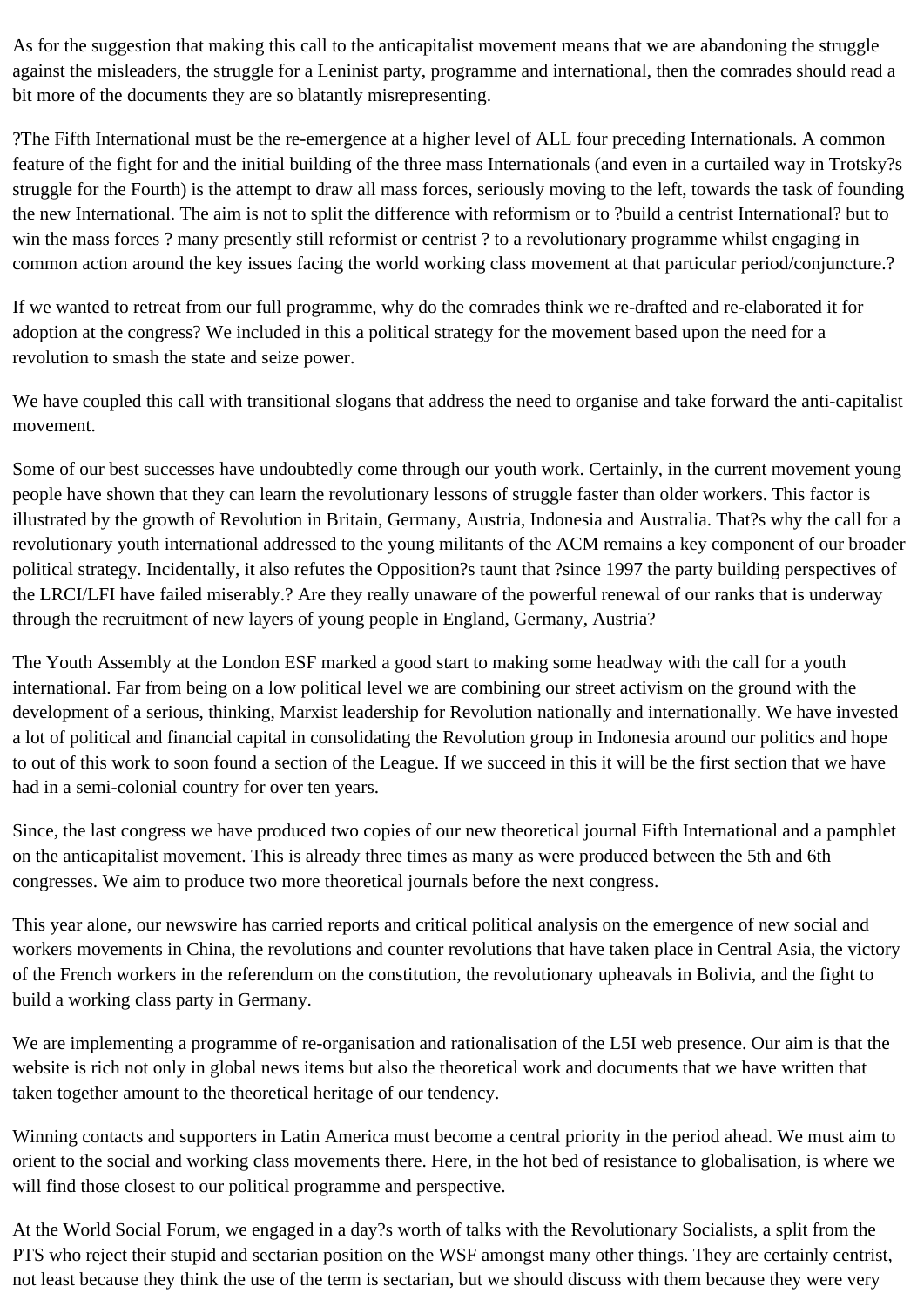As for the suggestion that making this call to the anticapitalist movement means that we are abandoning the struggle against the misleaders, the struggle for a Leninist party, programme and international, then the comrades should read a bit more of the documents they are so blatantly misrepresenting.

?The Fifth International must be the re-emergence at a higher level of ALL four preceding Internationals. A common feature of the fight for and the initial building of the three mass Internationals (and even in a curtailed way in Trotsky?s struggle for the Fourth) is the attempt to draw all mass forces, seriously moving to the left, towards the task of founding the new International. The aim is not to split the difference with reformism or to ?build a centrist International? but to win the mass forces ? many presently still reformist or centrist ? to a revolutionary programme whilst engaging in common action around the key issues facing the world working class movement at that particular period/conjuncture.?

If we wanted to retreat from our full programme, why do the comrades think we re-drafted and re-elaborated it for adoption at the congress? We included in this a political strategy for the movement based upon the need for a revolution to smash the state and seize power.

We have coupled this call with transitional slogans that address the need to organise and take forward the anti-capitalist movement.

Some of our best successes have undoubtedly come through our youth work. Certainly, in the current movement young people have shown that they can learn the revolutionary lessons of struggle faster than older workers. This factor is illustrated by the growth of Revolution in Britain, Germany, Austria, Indonesia and Australia. That?s why the call for a revolutionary youth international addressed to the young militants of the ACM remains a key component of our broader political strategy. Incidentally, it also refutes the Opposition?s taunt that ?since 1997 the party building perspectives of the LRCI/LFI have failed miserably.? Are they really unaware of the powerful renewal of our ranks that is underway through the recruitment of new layers of young people in England, Germany, Austria?

The Youth Assembly at the London ESF marked a good start to making some headway with the call for a youth international. Far from being on a low political level we are combining our street activism on the ground with the development of a serious, thinking, Marxist leadership for Revolution nationally and internationally. We have invested a lot of political and financial capital in consolidating the Revolution group in Indonesia around our politics and hope to out of this work to soon found a section of the League. If we succeed in this it will be the first section that we have had in a semi-colonial country for over ten years.

Since, the last congress we have produced two copies of our new theoretical journal Fifth International and a pamphlet on the anticapitalist movement. This is already three times as many as were produced between the 5th and 6th congresses. We aim to produce two more theoretical journals before the next congress.

This year alone, our newswire has carried reports and critical political analysis on the emergence of new social and workers movements in China, the revolutions and counter revolutions that have taken place in Central Asia, the victory of the French workers in the referendum on the constitution, the revolutionary upheavals in Bolivia, and the fight to build a working class party in Germany.

We are implementing a programme of re-organisation and rationalisation of the L5I web presence. Our aim is that the website is rich not only in global news items but also the theoretical work and documents that we have written that taken together amount to the theoretical heritage of our tendency.

Winning contacts and supporters in Latin America must become a central priority in the period ahead. We must aim to orient to the social and working class movements there. Here, in the hot bed of resistance to globalisation, is where we will find those closest to our political programme and perspective.

At the World Social Forum, we engaged in a day?s worth of talks with the Revolutionary Socialists, a split from the PTS who reject their stupid and sectarian position on the WSF amongst many other things. They are certainly centrist, not least because they think the use of the term is sectarian, but we should discuss with them because they were very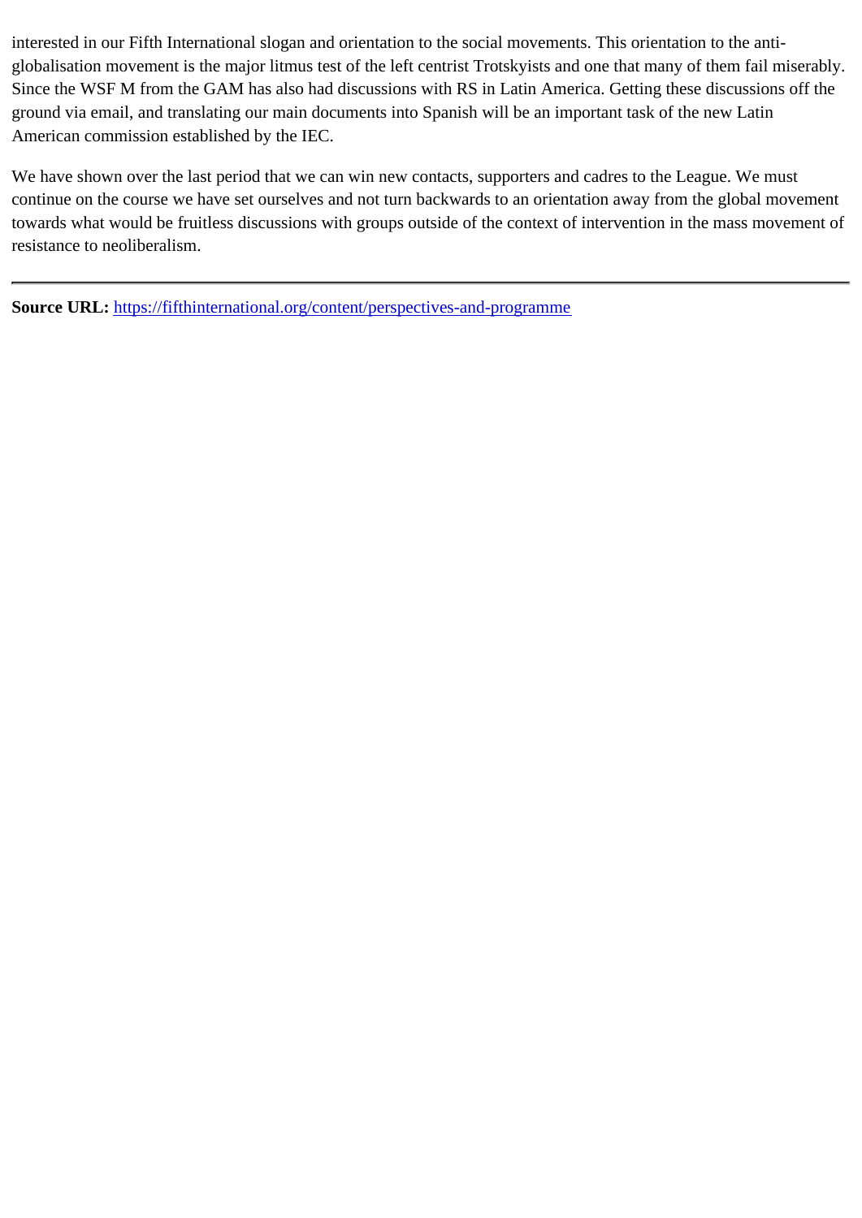interested in our Fifth International slogan and orientation to the social movements. This orientation to the anti-globalisation movement is the major litmus test of the left centrist Trotskyists and one that many of them fail miserably. Since the WSF M from the GAM has also had discussions with RS in Latin America. Getting these discussions off the ground via email, and translating our main documents into Spanish will be an important task of the new Latin American commission established by the IEC.

We have shown over the last period that we can win new contacts, supporters and cadres to the League. We must continue on the course we have set ourselves and not turn backwards to an orientation away from the global movement towards what would be fruitless discussions with groups outside of the context of intervention in the mass movement of resistance to neoliberalism.

---

**Source URL:** https://fifthinternational.org/content/perspectives-and-programme